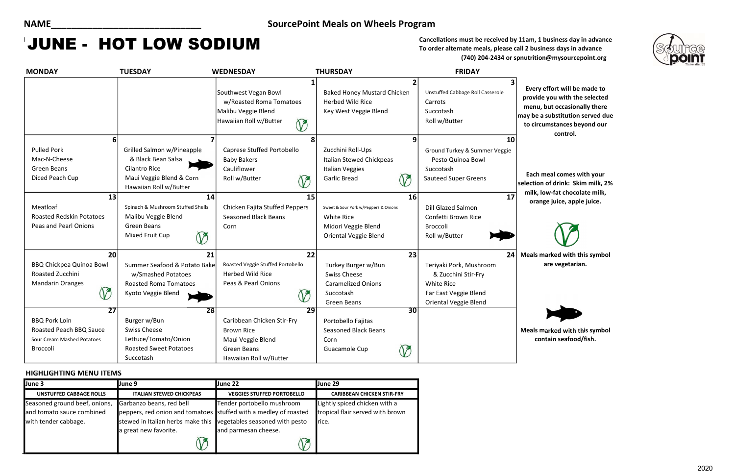NAME______________________________

**SourcePoint Meals on Wheels Program**

# JUNE - HOT LOW SODIUM

**Cancellations must be received by 11am, 1 business day in advance**
**To order alternate meals, please call 2 business days in advance**
**(740) 204-2434 or spnutrition@mysourcepoint.org**

| MONDAY | TUESDAY | WEDNESDAY | THURSDAY | FRIDAY |
|---|---|---|---|---|
| | | **1** Southwest Vegan Bowl w/Roasted Roma Tomatoes, Malibu Veggie Blend, Hawaiian Roll w/Butter (V) | **2** Baked Honey Mustard Chicken, Herbed Wild Rice, Key West Veggie Blend | **3** Unstuffed Cabbage Roll Casserole, Carrots, Succotash, Roll w/Butter |
| **6** Pulled Pork, Mac-N-Cheese, Green Beans, Diced Peach Cup | **7** Grilled Salmon w/Pineapple & Black Bean Salsa, Cilantro Rice, Maui Veggie Blend & Corn, Hawaiian Roll w/Butter (Fish) | **8** Caprese Stuffed Portobello, Baby Bakers, Cauliflower, Roll w/Butter (V) | **9** Zucchini Roll-Ups, Italian Stewed Chickpeas, Italian Veggies, Garlic Bread (V) | **10** Ground Turkey & Summer Veggie Pesto Quinoa Bowl, Succotash, Sauteed Super Greens |
| **13** Meatloaf, Roasted Redskin Potatoes, Peas and Pearl Onions | **14** Spinach & Mushroom Stuffed Shells, Malibu Veggie Blend, Green Beans, Mixed Fruit Cup (V) | **15** Chicken Fajita Stuffed Peppers, Seasoned Black Beans, Corn | **16** Sweet & Sour Pork w/Peppers & Onions, White Rice, Midori Veggie Blend, Oriental Veggie Blend | **17** Dill Glazed Salmon, Confetti Brown Rice, Broccoli, Roll w/Butter (Fish) |
| **20** BBQ Chickpea Quinoa Bowl, Roasted Zucchini, Mandarin Oranges (V) | **21** Summer Seafood & Potato Bake w/Smashed Potatoes, Roasted Roma Tomatoes, Kyoto Veggie Blend (Fish) | **22** Roasted Veggie Stuffed Portobello, Herbed Wild Rice, Peas & Pearl Onions (V) | **23** Turkey Burger w/Bun, Swiss Cheese, Caramelized Onions, Succotash, Green Beans | **24** Teriyaki Pork, Mushroom & Zucchini Stir-Fry, White Rice, Far East Veggie Blend, Oriental Veggie Blend |
| **27** BBQ Pork Loin, Roasted Peach BBQ Sauce, Sour Cream Mashed Potatoes, Broccoli | **28** Burger w/Bun, Swiss Cheese, Lettuce/Tomato/Onion, Roasted Sweet Potatoes, Succotash | **29** Caribbean Chicken Stir-Fry, Brown Rice, Maui Veggie Blend, Green Beans, Hawaiian Roll w/Butter | **30** Portobello Fajitas, Seasoned Black Beans, Corn, Guacamole Cup (V) | |

**Every effort will be made to provide you with the selected menu, but occasionally there may be a substitution served due to circumstances beyond our control.**

**Each meal comes with your selection of drink: Skim milk, 2% milk, low-fat chocolate milk, orange juice, apple juice.**

**Meals marked with this symbol (V) are vegetarian.**

**Meals marked with this symbol (Fish) contain seafood/fish.**

## HIGHLIGHTING MENU ITEMS

| June 3 | June 9 | June 22 | June 29 |
|---|---|---|---|
| **UNSTUFFED CABBAGE ROLLS** | **ITALIAN STEWED CHICKPEAS** | **VEGGIES STUFFED PORTOBELLO** | **CARIBBEAN CHICKEN STIR-FRY** |
| Seasoned ground beef, onions, and tomato sauce combined with tender cabbage. | Garbanzo beans, red bell peppers, red onion and tomatoes stewed in Italian herbs make this a great new favorite. (V) | Tender portobello mushroom stuffed with a medley of roasted vegetables seasoned with pesto and parmesan cheese. (V) | Lightly spiced chicken with a tropical flair served with brown rice. |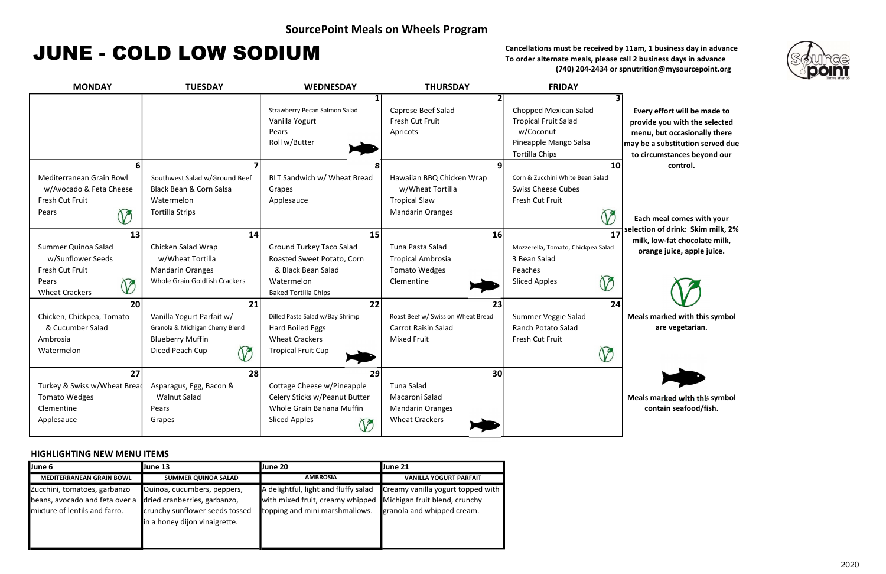**SourcePoint Meals on Wheels Program**

# JUNE - COLD LOW SODIUM

**Cancellations must be received by 11am, 1 business day in advance**
**To order alternate meals, please call 2 business days in advance**
**(740) 204-2434 or spnutrition@mysourcepoint.org**

| MONDAY | TUESDAY | WEDNESDAY | THURSDAY | FRIDAY |
|---|---|---|---|---|
| | | **1** Strawberry Pecan Salmon Salad, Vanilla Yogurt, Pears, Roll w/Butter (seafood/fish) | **2** Caprese Beef Salad, Fresh Cut Fruit, Apricots | **3** Chopped Mexican Salad, Tropical Fruit Salad w/Coconut, Pineapple Mango Salsa, Tortilla Chips |
| **6** Mediterranean Grain Bowl w/Avocado & Feta Cheese, Fresh Cut Fruit, Pears (vegetarian) | **7** Southwest Salad w/Ground Beef, Black Bean & Corn Salsa, Watermelon, Tortilla Strips | **8** BLT Sandwich w/ Wheat Bread, Grapes, Applesauce | **9** Hawaiian BBQ Chicken Wrap w/Wheat Tortilla, Tropical Slaw, Mandarin Oranges | **10** Corn & Zucchini White Bean Salad, Swiss Cheese Cubes, Fresh Cut Fruit (vegetarian) |
| **13** Summer Quinoa Salad w/Sunflower Seeds, Fresh Cut Fruit, Pears, Wheat Crackers (vegetarian) | **14** Chicken Salad Wrap w/Wheat Tortilla, Mandarin Oranges, Whole Grain Goldfish Crackers | **15** Ground Turkey Taco Salad, Roasted Sweet Potato, Corn & Black Bean Salad, Watermelon, Baked Tortilla Chips | **16** Tuna Pasta Salad, Tropical Ambrosia, Tomato Wedges, Clementine (seafood/fish) | **17** Mozzerella, Tomato, Chickpea Salad, 3 Bean Salad, Peaches, Sliced Apples (vegetarian) |
| **20** Chicken, Chickpea, Tomato & Cucumber Salad, Ambrosia, Watermelon | **21** Vanilla Yogurt Parfait w/ Granola & Michigan Cherry Blend, Blueberry Muffin, Diced Peach Cup (vegetarian) | **22** Dilled Pasta Salad w/Bay Shrimp, Hard Boiled Eggs, Wheat Crackers, Tropical Fruit Cup (seafood/fish) | **23** Roast Beef w/ Swiss on Wheat Bread, Carrot Raisin Salad, Mixed Fruit | **24** Summer Veggie Salad, Ranch Potato Salad, Fresh Cut Fruit (vegetarian) |
| **27** Turkey & Swiss w/Wheat Bread, Tomato Wedges, Clementine, Applesauce | **28** Asparagus, Egg, Bacon & Walnut Salad, Pears, Grapes | **29** Cottage Cheese w/Pineapple, Celery Sticks w/Peanut Butter, Whole Grain Banana Muffin, Sliced Apples (vegetarian) | **30** Tuna Salad, Macaroni Salad, Mandarin Oranges, Wheat Crackers (seafood/fish) | |

**Every effort will be made to provide you with the selected menu, but occasionally there may be a substitution served due to circumstances beyond our control.**

**Each meal comes with your selection of drink: Skim milk, 2% milk, low-fat chocolate milk, orange juice, apple juice.**

**Meals marked with this symbol are vegetarian.**

**Meals marked with this symbol contain seafood/fish.**

### HIGHLIGHTING NEW MENU ITEMS

| June 6 | June 13 | June 20 | June 21 |
|---|---|---|---|
| **MEDITERRANEAN GRAIN BOWL** | **SUMMER QUINOA SALAD** | **AMBROSIA** | **VANILLA YOGURT PARFAIT** |
| Zucchini, tomatoes, garbanzo beans, avocado and feta over a mixture of lentils and farro. | Quinoa, cucumbers, peppers, dried cranberries, garbanzo, crunchy sunflower seeds tossed in a honey dijon vinaigrette. | A delightful, light and fluffy salad with mixed fruit, creamy whipped topping and mini marshmallows. | Creamy vanilla yogurt topped with Michigan fruit blend, crunchy granola and whipped cream. |

2020